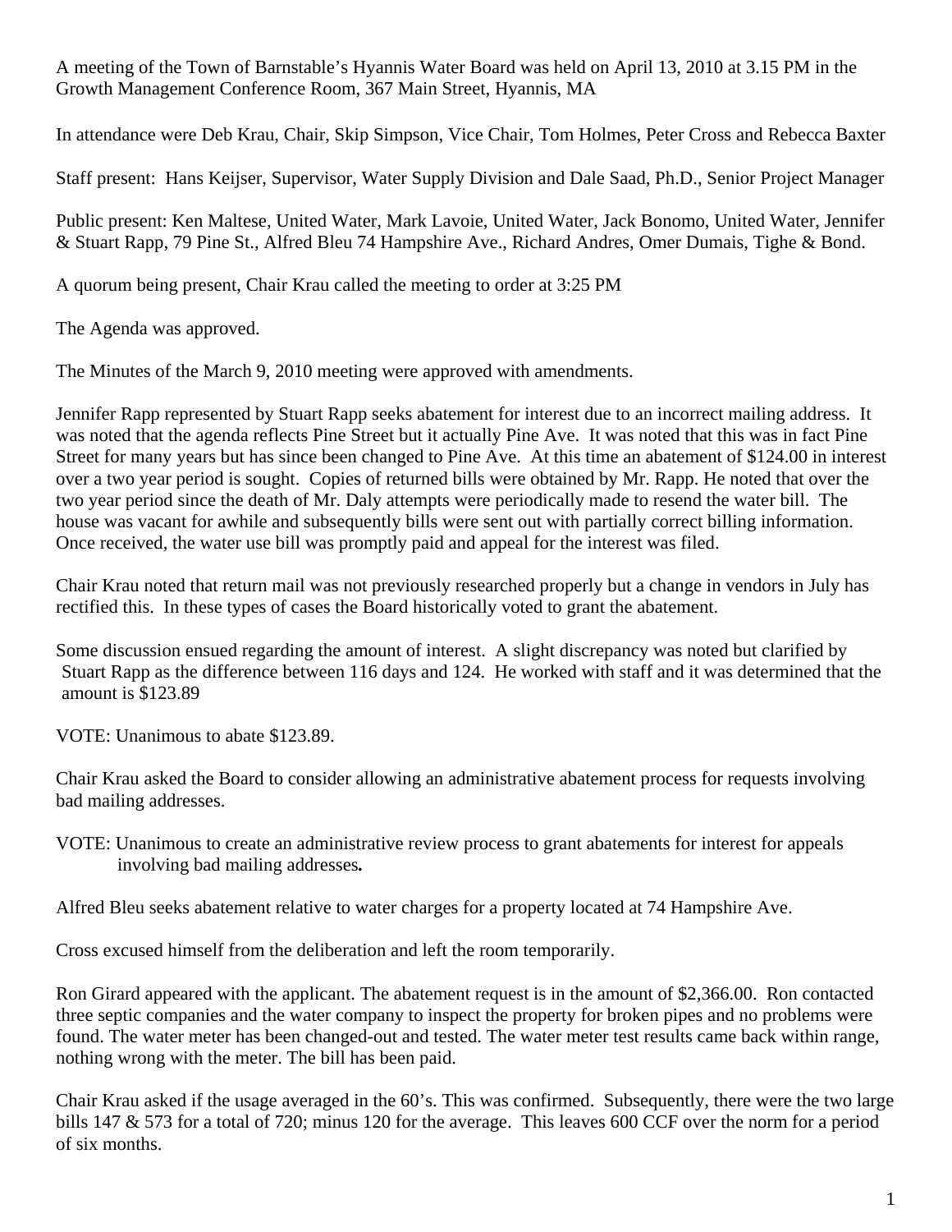A meeting of the Town of Barnstable's Hyannis Water Board was held on April 13, 2010 at 3.15 PM in the Growth Management Conference Room, 367 Main Street, Hyannis, MA

In attendance were Deb Krau, Chair, Skip Simpson, Vice Chair, Tom Holmes, Peter Cross and Rebecca Baxter

Staff present: Hans Keijser, Supervisor, Water Supply Division and Dale Saad, Ph.D., Senior Project Manager

Public present: Ken Maltese, United Water, Mark Lavoie, United Water, Jack Bonomo, United Water, Jennifer & Stuart Rapp, 79 Pine St., Alfred Bleu 74 Hampshire Ave., Richard Andres, Omer Dumais, Tighe & Bond.

A quorum being present, Chair Krau called the meeting to order at 3:25 PM

The Agenda was approved.

The Minutes of the March 9, 2010 meeting were approved with amendments.

Jennifer Rapp represented by Stuart Rapp seeks abatement for interest due to an incorrect mailing address. It was noted that the agenda reflects Pine Street but it actually Pine Ave. It was noted that this was in fact Pine Street for many years but has since been changed to Pine Ave. At this time an abatement of $124.00 in interest over a two year period is sought. Copies of returned bills were obtained by Mr. Rapp. He noted that over the two year period since the death of Mr. Daly attempts were periodically made to resend the water bill. The house was vacant for awhile and subsequently bills were sent out with partially correct billing information. Once received, the water use bill was promptly paid and appeal for the interest was filed.

Chair Krau noted that return mail was not previously researched properly but a change in vendors in July has rectified this. In these types of cases the Board historically voted to grant the abatement.

Some discussion ensued regarding the amount of interest. A slight discrepancy was noted but clarified by Stuart Rapp as the difference between 116 days and 124. He worked with staff and it was determined that the amount is $123.89

VOTE: Unanimous to abate $123.89.

Chair Krau asked the Board to consider allowing an administrative abatement process for requests involving bad mailing addresses.

VOTE: Unanimous to create an administrative review process to grant abatements for interest for appeals involving bad mailing addresses**.**

Alfred Bleu seeks abatement relative to water charges for a property located at 74 Hampshire Ave.

Cross excused himself from the deliberation and left the room temporarily.

Ron Girard appeared with the applicant. The abatement request is in the amount of $2,366.00. Ron contacted three septic companies and the water company to inspect the property for broken pipes and no problems were found. The water meter has been changed-out and tested. The water meter test results came back within range, nothing wrong with the meter. The bill has been paid.

Chair Krau asked if the usage averaged in the 60's. This was confirmed. Subsequently, there were the two large bills 147 & 573 for a total of 720; minus 120 for the average. This leaves 600 CCF over the norm for a period of six months.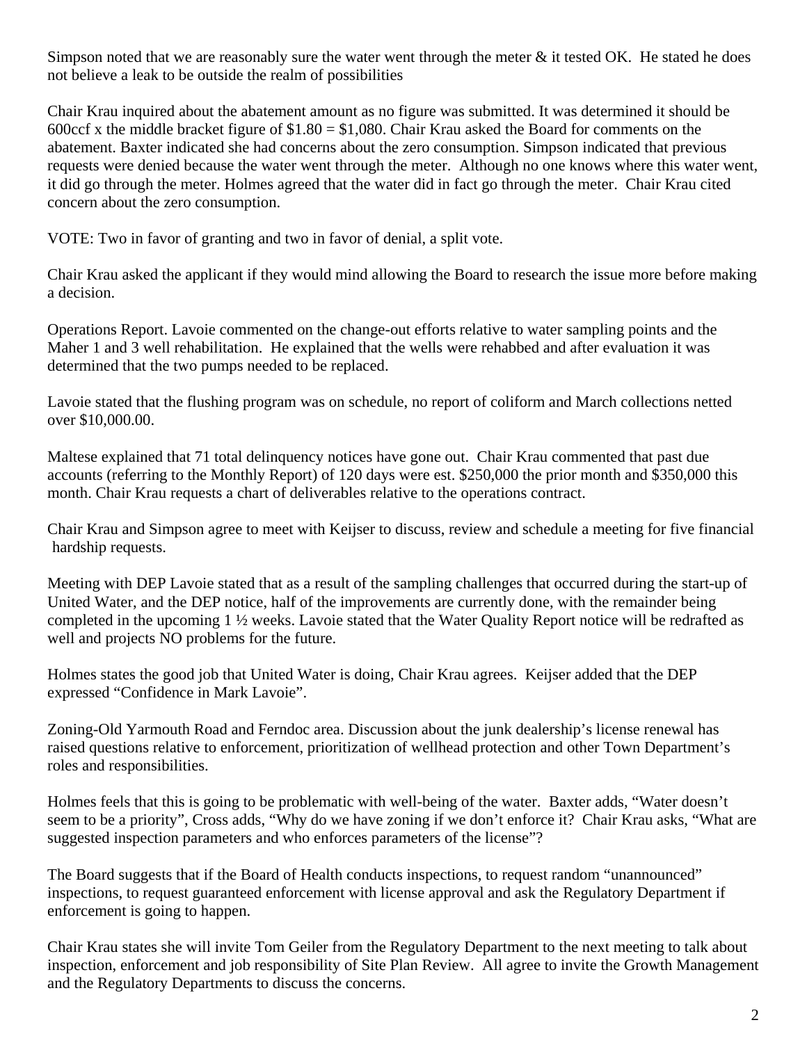Simpson noted that we are reasonably sure the water went through the meter & it tested OK. He stated he does not believe a leak to be outside the realm of possibilities

Chair Krau inquired about the abatement amount as no figure was submitted. It was determined it should be 600ccf x the middle bracket figure of $1.80 = $1,080. Chair Krau asked the Board for comments on the abatement. Baxter indicated she had concerns about the zero consumption. Simpson indicated that previous requests were denied because the water went through the meter. Although no one knows where this water went, it did go through the meter. Holmes agreed that the water did in fact go through the meter. Chair Krau cited concern about the zero consumption.

VOTE: Two in favor of granting and two in favor of denial, a split vote.

Chair Krau asked the applicant if they would mind allowing the Board to research the issue more before making a decision.

Operations Report. Lavoie commented on the change-out efforts relative to water sampling points and the Maher 1 and 3 well rehabilitation. He explained that the wells were rehabbed and after evaluation it was determined that the two pumps needed to be replaced.

Lavoie stated that the flushing program was on schedule, no report of coliform and March collections netted over $10,000.00.

Maltese explained that 71 total delinquency notices have gone out. Chair Krau commented that past due accounts (referring to the Monthly Report) of 120 days were est. $250,000 the prior month and $350,000 this month. Chair Krau requests a chart of deliverables relative to the operations contract.

Chair Krau and Simpson agree to meet with Keijser to discuss, review and schedule a meeting for five financial hardship requests.

Meeting with DEP Lavoie stated that as a result of the sampling challenges that occurred during the start-up of United Water, and the DEP notice, half of the improvements are currently done, with the remainder being completed in the upcoming 1 ½ weeks. Lavoie stated that the Water Quality Report notice will be redrafted as well and projects NO problems for the future.

Holmes states the good job that United Water is doing, Chair Krau agrees. Keijser added that the DEP expressed "Confidence in Mark Lavoie".

Zoning-Old Yarmouth Road and Ferndoc area. Discussion about the junk dealership's license renewal has raised questions relative to enforcement, prioritization of wellhead protection and other Town Department's roles and responsibilities.

Holmes feels that this is going to be problematic with well-being of the water. Baxter adds, "Water doesn't seem to be a priority", Cross adds, "Why do we have zoning if we don't enforce it? Chair Krau asks, "What are suggested inspection parameters and who enforces parameters of the license"?

The Board suggests that if the Board of Health conducts inspections, to request random "unannounced" inspections, to request guaranteed enforcement with license approval and ask the Regulatory Department if enforcement is going to happen.

Chair Krau states she will invite Tom Geiler from the Regulatory Department to the next meeting to talk about inspection, enforcement and job responsibility of Site Plan Review. All agree to invite the Growth Management and the Regulatory Departments to discuss the concerns.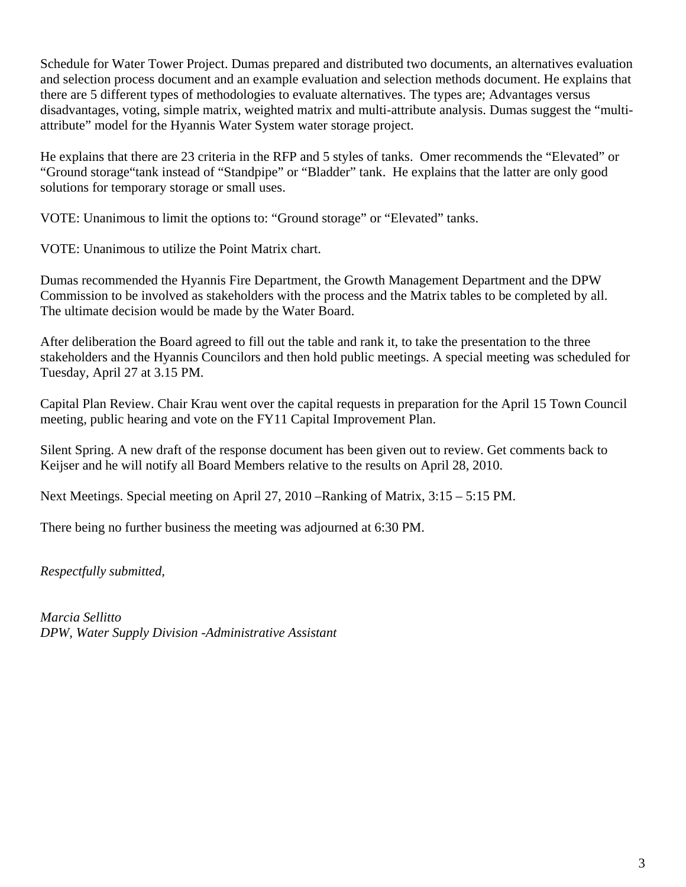Schedule for Water Tower Project. Dumas prepared and distributed two documents, an alternatives evaluation and selection process document and an example evaluation and selection methods document. He explains that there are 5 different types of methodologies to evaluate alternatives. The types are; Advantages versus disadvantages, voting, simple matrix, weighted matrix and multi-attribute analysis. Dumas suggest the "multi-attribute" model for the Hyannis Water System water storage project.

He explains that there are 23 criteria in the RFP and 5 styles of tanks. Omer recommends the "Elevated" or "Ground storage"tank instead of "Standpipe" or "Bladder" tank. He explains that the latter are only good solutions for temporary storage or small uses.

VOTE: Unanimous to limit the options to: "Ground storage" or "Elevated" tanks.

VOTE: Unanimous to utilize the Point Matrix chart.

Dumas recommended the Hyannis Fire Department, the Growth Management Department and the DPW Commission to be involved as stakeholders with the process and the Matrix tables to be completed by all. The ultimate decision would be made by the Water Board.

After deliberation the Board agreed to fill out the table and rank it, to take the presentation to the three stakeholders and the Hyannis Councilors and then hold public meetings. A special meeting was scheduled for Tuesday, April 27 at 3.15 PM.

Capital Plan Review. Chair Krau went over the capital requests in preparation for the April 15 Town Council meeting, public hearing and vote on the FY11 Capital Improvement Plan.

Silent Spring. A new draft of the response document has been given out to review. Get comments back to Keijser and he will notify all Board Members relative to the results on April 28, 2010.

Next Meetings. Special meeting on April 27, 2010 –Ranking of Matrix, 3:15 – 5:15 PM.

There being no further business the meeting was adjourned at 6:30 PM.

*Respectfully submitted,*

*Marcia Sellitto*
*DPW, Water Supply Division -Administrative Assistant*